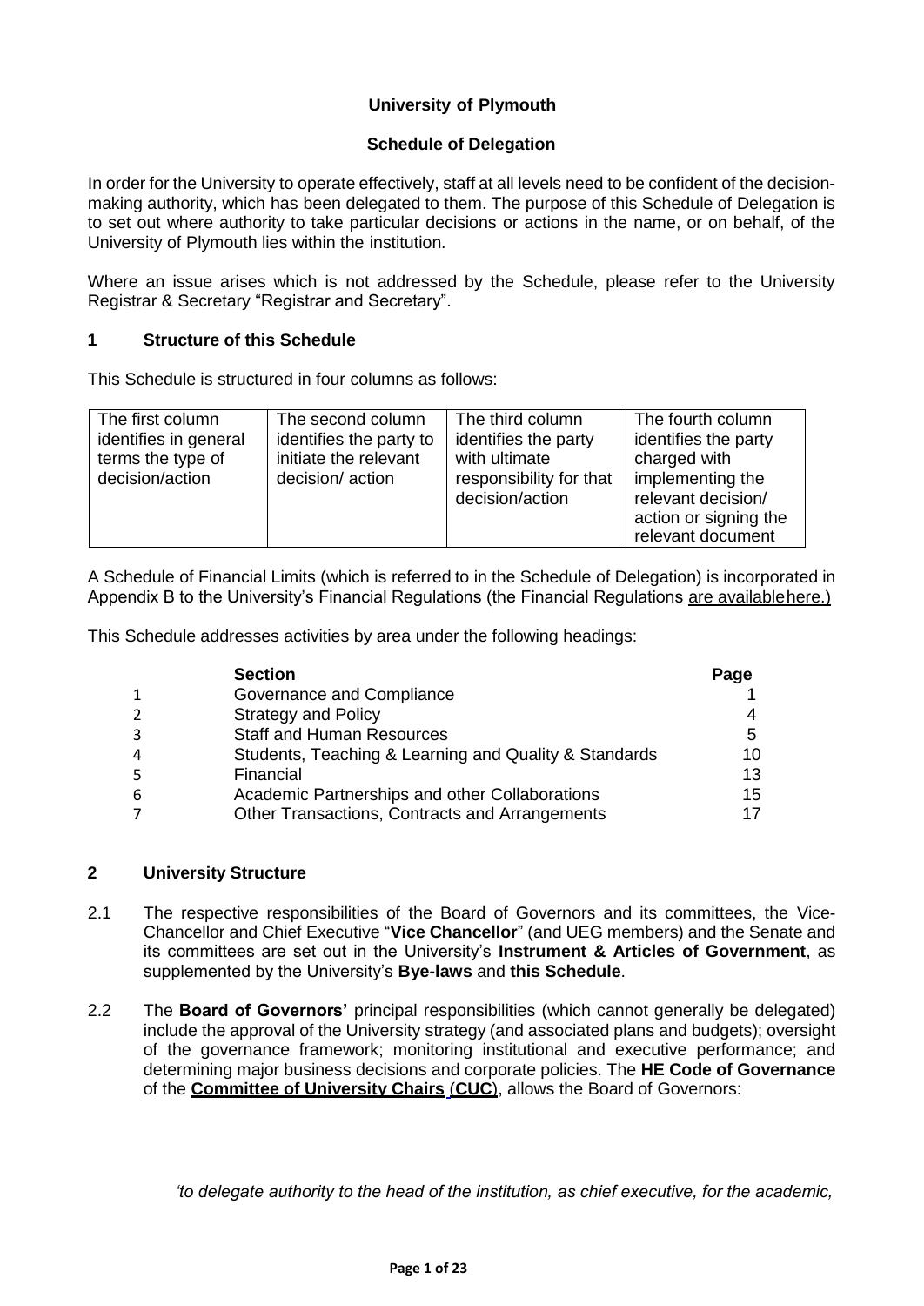**University of Plymouth**

**Schedule of Delegation**

In order for the University to operate effectively, staff at all levels need to be confident of the decision-making authority, which has been delegated to them. The purpose of this Schedule of Delegation is to set out where authority to take particular decisions or actions in the name, or on behalf, of the University of Plymouth lies within the institution.

Where an issue arises which is not addressed by the Schedule, please refer to the University Registrar & Secretary "Registrar and Secretary".

## 1 Structure of this Schedule

This Schedule is structured in four columns as follows:

| The first column identifies in general terms the type of decision/action | The second column identifies the party to initiate the relevant decision/ action | The third column identifies the party with ultimate responsibility for that decision/action | The fourth column identifies the party charged with implementing the relevant decision/ action or signing the relevant document |
|---|---|---|---|

A Schedule of Financial Limits (which is referred to in the Schedule of Delegation) is incorporated in Appendix B to the University's Financial Regulations (the Financial Regulations are available here.)

This Schedule addresses activities by area under the following headings:

| | Section | Page |
|---|---|---|
| 1 | Governance and Compliance | 1 |
| 2 | Strategy and Policy | 4 |
| 3 | Staff and Human Resources | 5 |
| 4 | Students, Teaching & Learning and Quality & Standards | 10 |
| 5 | Financial | 13 |
| 6 | Academic Partnerships and other Collaborations | 15 |
| 7 | Other Transactions, Contracts and Arrangements | 17 |

## 2 University Structure

2.1 The respective responsibilities of the Board of Governors and its committees, the Vice-Chancellor and Chief Executive "**Vice Chancellor**" (and UEG members) and the Senate and its committees are set out in the University's **Instrument & Articles of Government**, as supplemented by the University's **Bye-laws** and **this Schedule**.

2.2 The **Board of Governors'** principal responsibilities (which cannot generally be delegated) include the approval of the University strategy (and associated plans and budgets); oversight of the governance framework; monitoring institutional and executive performance; and determining major business decisions and corporate policies. The **HE Code of Governance** of the **Committee of University Chairs** (**CUC**), allows the Board of Governors:

*'to delegate authority to the head of the institution, as chief executive, for the academic,*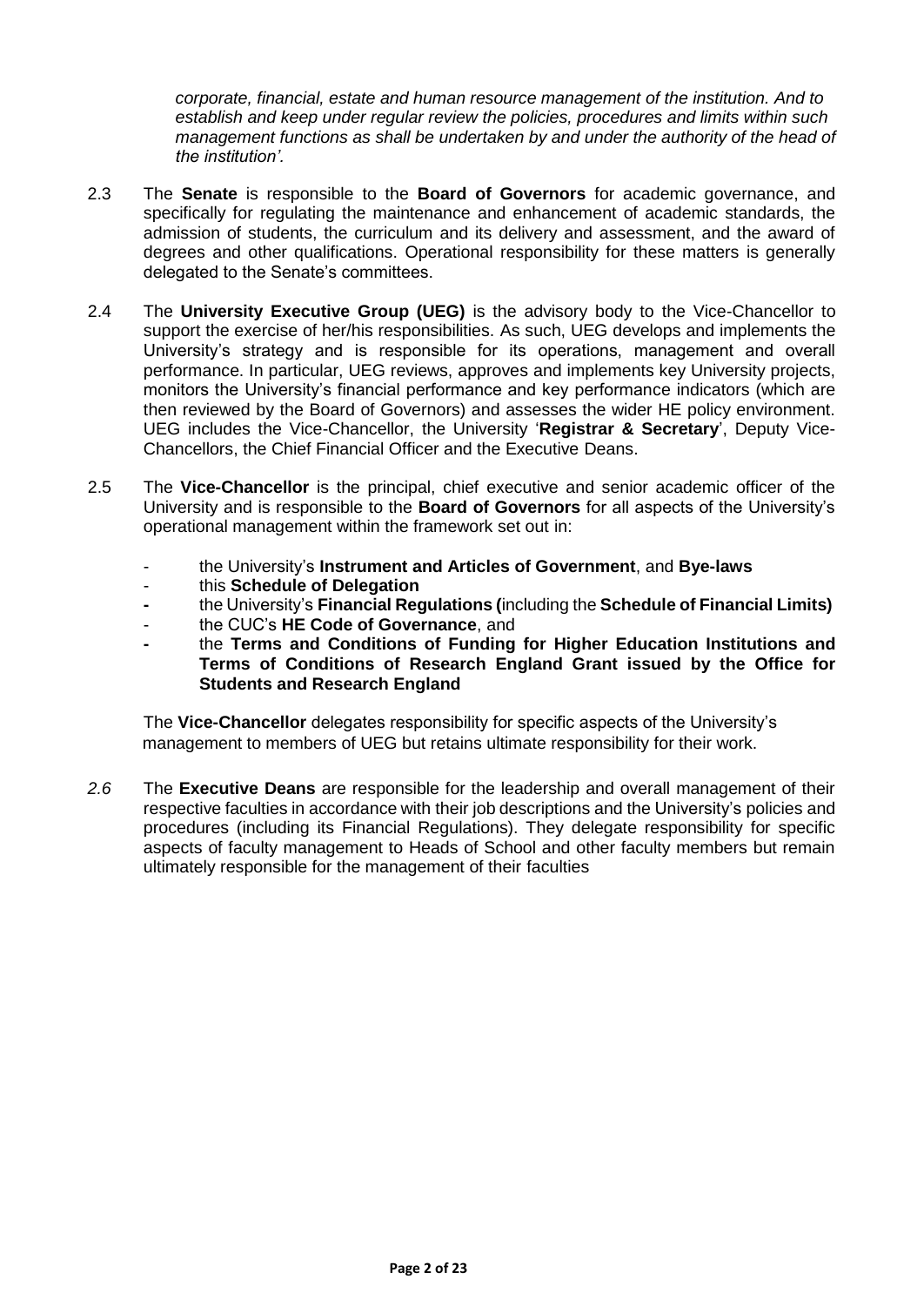*corporate, financial, estate and human resource management of the institution. And to establish and keep under regular review the policies, procedures and limits within such management functions as shall be undertaken by and under the authority of the head of the institution'.*

2.3 The **Senate** is responsible to the **Board of Governors** for academic governance, and specifically for regulating the maintenance and enhancement of academic standards, the admission of students, the curriculum and its delivery and assessment, and the award of degrees and other qualifications. Operational responsibility for these matters is generally delegated to the Senate's committees.

2.4 The **University Executive Group (UEG)** is the advisory body to the Vice-Chancellor to support the exercise of her/his responsibilities. As such, UEG develops and implements the University's strategy and is responsible for its operations, management and overall performance. In particular, UEG reviews, approves and implements key University projects, monitors the University's financial performance and key performance indicators (which are then reviewed by the Board of Governors) and assesses the wider HE policy environment. UEG includes the Vice-Chancellor, the University '**Registrar & Secretary**', Deputy Vice-Chancellors, the Chief Financial Officer and the Executive Deans.

2.5 The **Vice-Chancellor** is the principal, chief executive and senior academic officer of the University and is responsible to the **Board of Governors** for all aspects of the University's operational management within the framework set out in:

- the University's **Instrument and Articles of Government**, and **Bye-laws**
- this **Schedule of Delegation**
- the University's **Financial Regulations (**including the **Schedule of Financial Limits)**
- the CUC's **HE Code of Governance**, and
- the **Terms and Conditions of Funding for Higher Education Institutions and Terms of Conditions of Research England Grant issued by the Office for Students and Research England**

The **Vice-Chancellor** delegates responsibility for specific aspects of the University's management to members of UEG but retains ultimate responsibility for their work.

*2.6* The **Executive Deans** are responsible for the leadership and overall management of their respective faculties in accordance with their job descriptions and the University's policies and procedures (including its Financial Regulations). They delegate responsibility for specific aspects of faculty management to Heads of School and other faculty members but remain ultimately responsible for the management of their faculties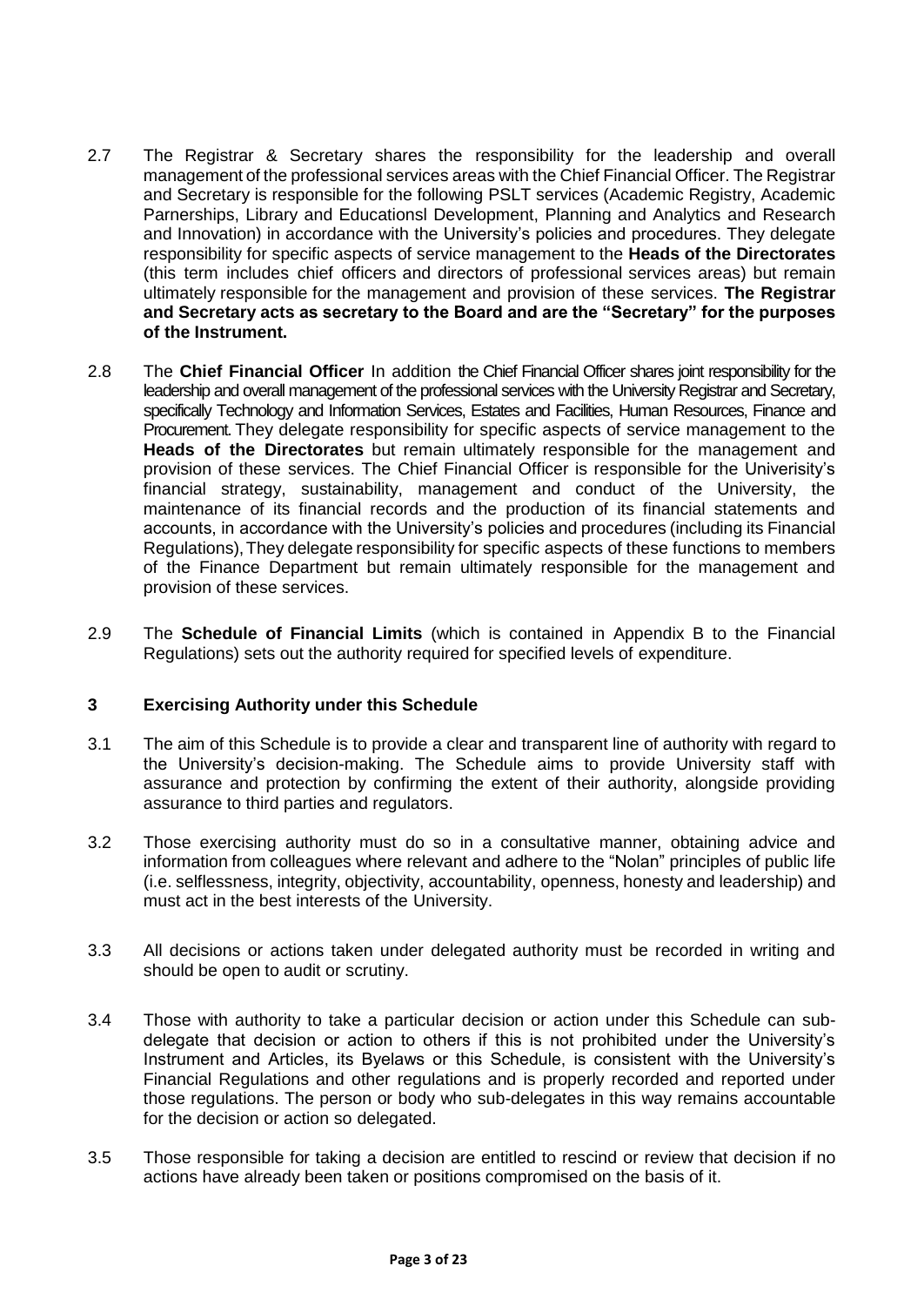2.7 The Registrar & Secretary shares the responsibility for the leadership and overall management of the professional services areas with the Chief Financial Officer. The Registrar and Secretary is responsible for the following PSLT services (Academic Registry, Academic Parnerships, Library and Educationsl Development, Planning and Analytics and Research and Innovation) in accordance with the University's policies and procedures. They delegate responsibility for specific aspects of service management to the **Heads of the Directorates** (this term includes chief officers and directors of professional services areas) but remain ultimately responsible for the management and provision of these services. **The Registrar and Secretary acts as secretary to the Board and are the "Secretary" for the purposes of the Instrument.**

2.8 The **Chief Financial Officer** In addition the Chief Financial Officer shares joint responsibility for the leadership and overall management of the professional services with the University Registrar and Secretary, specifically Technology and Information Services, Estates and Facilities, Human Resources, Finance and Procurement. They delegate responsibility for specific aspects of service management to the **Heads of the Directorates** but remain ultimately responsible for the management and provision of these services. The Chief Financial Officer is responsible for the Univerisity's financial strategy, sustainability, management and conduct of the University, the maintenance of its financial records and the production of its financial statements and accounts, in accordance with the University's policies and procedures (including its Financial Regulations), They delegate responsibility for specific aspects of these functions to members of the Finance Department but remain ultimately responsible for the management and provision of these services.

2.9 The **Schedule of Financial Limits** (which is contained in Appendix B to the Financial Regulations) sets out the authority required for specified levels of expenditure.

## 3 Exercising Authority under this Schedule

3.1 The aim of this Schedule is to provide a clear and transparent line of authority with regard to the University's decision-making. The Schedule aims to provide University staff with assurance and protection by confirming the extent of their authority, alongside providing assurance to third parties and regulators.

3.2 Those exercising authority must do so in a consultative manner, obtaining advice and information from colleagues where relevant and adhere to the "Nolan" principles of public life (i.e. selflessness, integrity, objectivity, accountability, openness, honesty and leadership) and must act in the best interests of the University.

3.3 All decisions or actions taken under delegated authority must be recorded in writing and should be open to audit or scrutiny.

3.4 Those with authority to take a particular decision or action under this Schedule can sub-delegate that decision or action to others if this is not prohibited under the University's Instrument and Articles, its Byelaws or this Schedule, is consistent with the University's Financial Regulations and other regulations and is properly recorded and reported under those regulations. The person or body who sub-delegates in this way remains accountable for the decision or action so delegated.

3.5 Those responsible for taking a decision are entitled to rescind or review that decision if no actions have already been taken or positions compromised on the basis of it.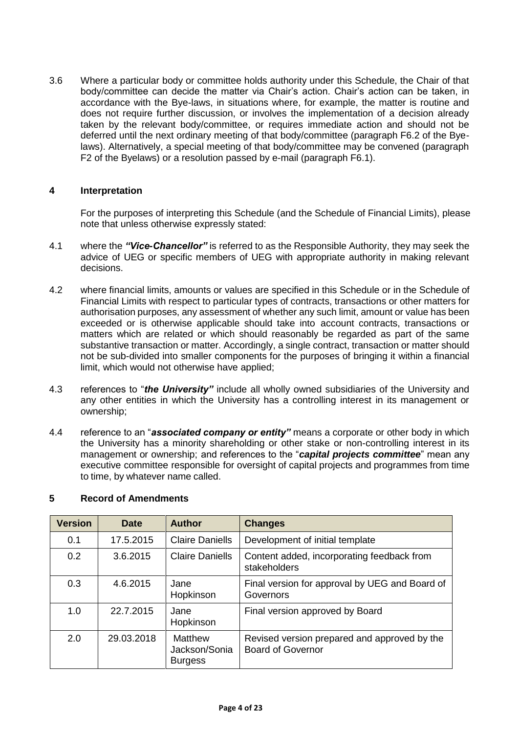3.6 Where a particular body or committee holds authority under this Schedule, the Chair of that body/committee can decide the matter via Chair's action. Chair's action can be taken, in accordance with the Bye-laws, in situations where, for example, the matter is routine and does not require further discussion, or involves the implementation of a decision already taken by the relevant body/committee, or requires immediate action and should not be deferred until the next ordinary meeting of that body/committee (paragraph F6.2 of the Bye-laws). Alternatively, a special meeting of that body/committee may be convened (paragraph F2 of the Byelaws) or a resolution passed by e-mail (paragraph F6.1).

## 4 Interpretation

For the purposes of interpreting this Schedule (and the Schedule of Financial Limits), please note that unless otherwise expressly stated:

4.1 where the ***"Vice-Chancellor"*** is referred to as the Responsible Authority, they may seek the advice of UEG or specific members of UEG with appropriate authority in making relevant decisions.

4.2 where financial limits, amounts or values are specified in this Schedule or in the Schedule of Financial Limits with respect to particular types of contracts, transactions or other matters for authorisation purposes, any assessment of whether any such limit, amount or value has been exceeded or is otherwise applicable should take into account contracts, transactions or matters which are related or which should reasonably be regarded as part of the same substantive transaction or matter. Accordingly, a single contract, transaction or matter should not be sub-divided into smaller components for the purposes of bringing it within a financial limit, which would not otherwise have applied;

4.3 references to "***the University"*** include all wholly owned subsidiaries of the University and any other entities in which the University has a controlling interest in its management or ownership;

4.4 reference to an "***associated company or entity"*** means a corporate or other body in which the University has a minority shareholding or other stake or non-controlling interest in its management or ownership; and references to the "***capital projects committee***" mean any executive committee responsible for oversight of capital projects and programmes from time to time, by whatever name called.

## 5 Record of Amendments

| Version | Date | Author | Changes |
|---|---|---|---|
| 0.1 | 17.5.2015 | Claire Daniells | Development of initial template |
| 0.2 | 3.6.2015 | Claire Daniells | Content added, incorporating feedback from stakeholders |
| 0.3 | 4.6.2015 | Jane Hopkinson | Final version for approval by UEG and Board of Governors |
| 1.0 | 22.7.2015 | Jane Hopkinson | Final version approved by Board |
| 2.0 | 29.03.2018 | Matthew Jackson/Sonia Burgess | Revised version prepared and approved by the Board of Governor |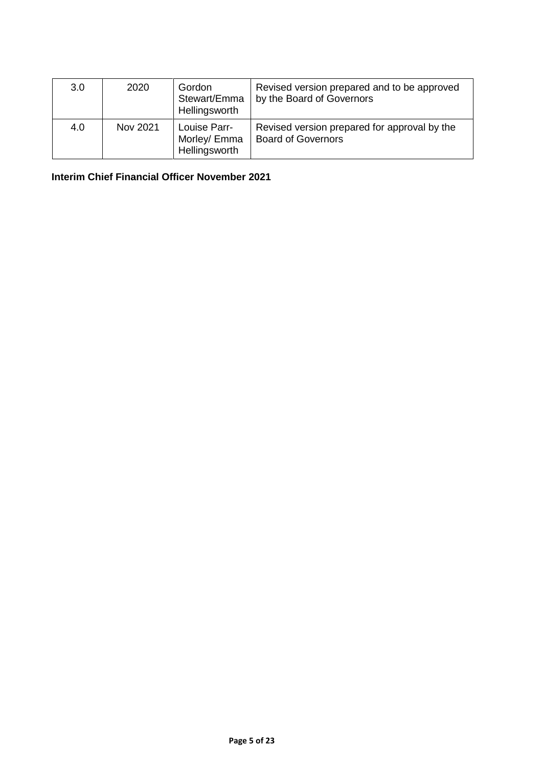| 3.0 | 2020 | Gordon Stewart/Emma Hellingsworth | Revised version prepared and to be approved by the Board of Governors |
|---|---|---|---|
| 4.0 | Nov 2021 | Louise Parr-Morley/ Emma Hellingsworth | Revised version prepared for approval by the Board of Governors |

**Interim Chief Financial Officer November 2021**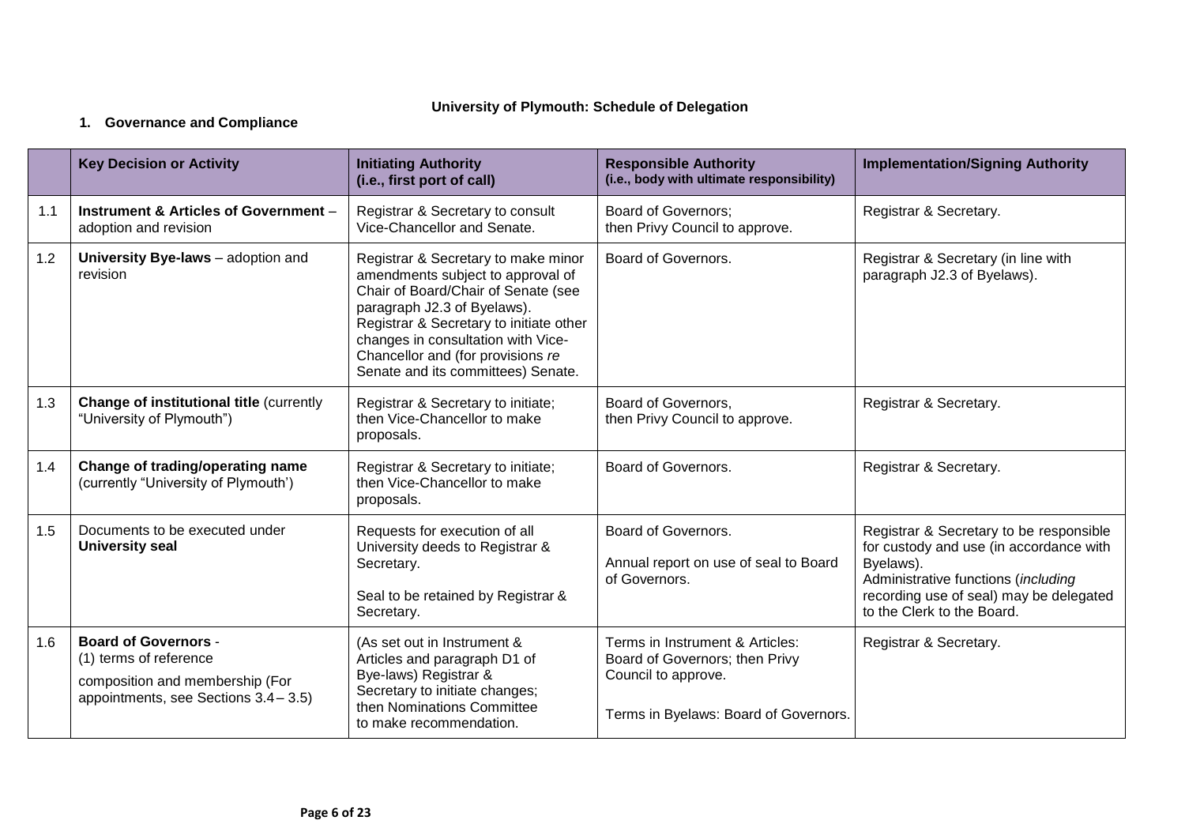# University of Plymouth: Schedule of Delegation

## 1. Governance and Compliance

| | Key Decision or Activity | Initiating Authority (i.e., first port of call) | Responsible Authority (i.e., body with ultimate responsibility) | Implementation/Signing Authority |
|---|---|---|---|---|
| 1.1 | **Instrument & Articles of Government** – adoption and revision | Registrar & Secretary to consult Vice-Chancellor and Senate. | Board of Governors; then Privy Council to approve. | Registrar & Secretary. |
| 1.2 | **University Bye-laws** – adoption and revision | Registrar & Secretary to make minor amendments subject to approval of Chair of Board/Chair of Senate (see paragraph J2.3 of Byelaws). Registrar & Secretary to initiate other changes in consultation with Vice-Chancellor and (for provisions *re* Senate and its committees) Senate. | Board of Governors. | Registrar & Secretary (in line with paragraph J2.3 of Byelaws). |
| 1.3 | **Change of institutional title** (currently "University of Plymouth") | Registrar & Secretary to initiate; then Vice-Chancellor to make proposals. | Board of Governors, then Privy Council to approve. | Registrar & Secretary. |
| 1.4 | **Change of trading/operating name** (currently "University of Plymouth') | Registrar & Secretary to initiate; then Vice-Chancellor to make proposals. | Board of Governors. | Registrar & Secretary. |
| 1.5 | Documents to be executed under **University seal** | Requests for execution of all University deeds to Registrar & Secretary.<br><br>Seal to be retained by Registrar & Secretary. | Board of Governors.<br><br>Annual report on use of seal to Board of Governors. | Registrar & Secretary to be responsible for custody and use (in accordance with Byelaws).<br>Administrative functions (*including* recording use of seal) may be delegated to the Clerk to the Board. |
| 1.6 | **Board of Governors** -<br>(1) terms of reference<br>composition and membership (For appointments, see Sections 3.4 – 3.5) | (As set out in Instrument & Articles and paragraph D1 of Bye-laws) Registrar & Secretary to initiate changes; then Nominations Committee to make recommendation. | Terms in Instrument & Articles: Board of Governors; then Privy Council to approve.<br><br>Terms in Byelaws: Board of Governors. | Registrar & Secretary. |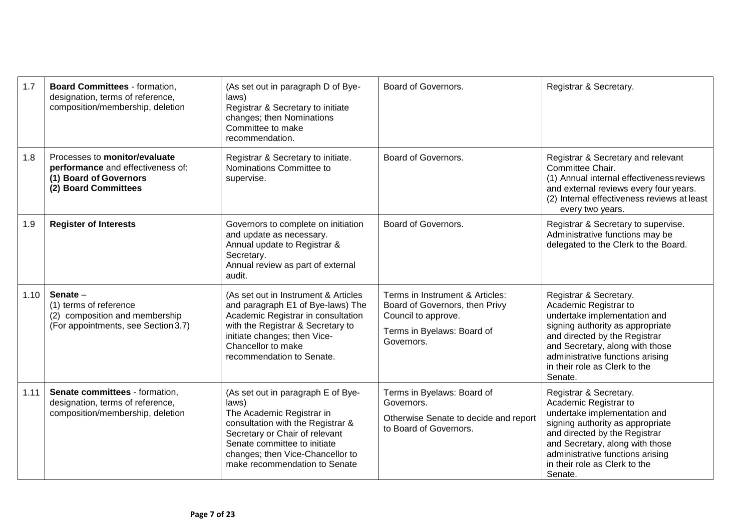| 1.7 | **Board Committees** - formation, designation, terms of reference, composition/membership, deletion | (As set out in paragraph D of Bye-laws) Registrar & Secretary to initiate changes; then Nominations Committee to make recommendation. | Board of Governors. | Registrar & Secretary. |
|---|---|---|---|---|
| 1.8 | Processes to **monitor/evaluate performance** and effectiveness of: **(1) Board of Governors** **(2) Board Committees** | Registrar & Secretary to initiate. Nominations Committee to supervise. | Board of Governors. | Registrar & Secretary and relevant Committee Chair. (1) Annual internal effectiveness reviews and external reviews every four years. (2) Internal effectiveness reviews at least every two years. |
| 1.9 | **Register of Interests** | Governors to complete on initiation and update as necessary. Annual update to Registrar & Secretary. Annual review as part of external audit. | Board of Governors. | Registrar & Secretary to supervise. Administrative functions may be delegated to the Clerk to the Board. |
| 1.10 | **Senate** – (1) terms of reference (2) composition and membership (For appointments, see Section 3.7) | (As set out in Instrument & Articles and paragraph E1 of Bye-laws) The Academic Registrar in consultation with the Registrar & Secretary to initiate changes; then Vice-Chancellor to make recommendation to Senate. | Terms in Instrument & Articles: Board of Governors, then Privy Council to approve. Terms in Byelaws: Board of Governors. | Registrar & Secretary. Academic Registrar to undertake implementation and signing authority as appropriate and directed by the Registrar and Secretary, along with those administrative functions arising in their role as Clerk to the Senate. |
| 1.11 | **Senate committees** - formation, designation, terms of reference, composition/membership, deletion | (As set out in paragraph E of Bye-laws) The Academic Registrar in consultation with the Registrar & Secretary or Chair of relevant Senate committee to initiate changes; then Vice-Chancellor to make recommendation to Senate | Terms in Byelaws: Board of Governors. Otherwise Senate to decide and report to Board of Governors. | Registrar & Secretary. Academic Registrar to undertake implementation and signing authority as appropriate and directed by the Registrar and Secretary, along with those administrative functions arising in their role as Clerk to the Senate. |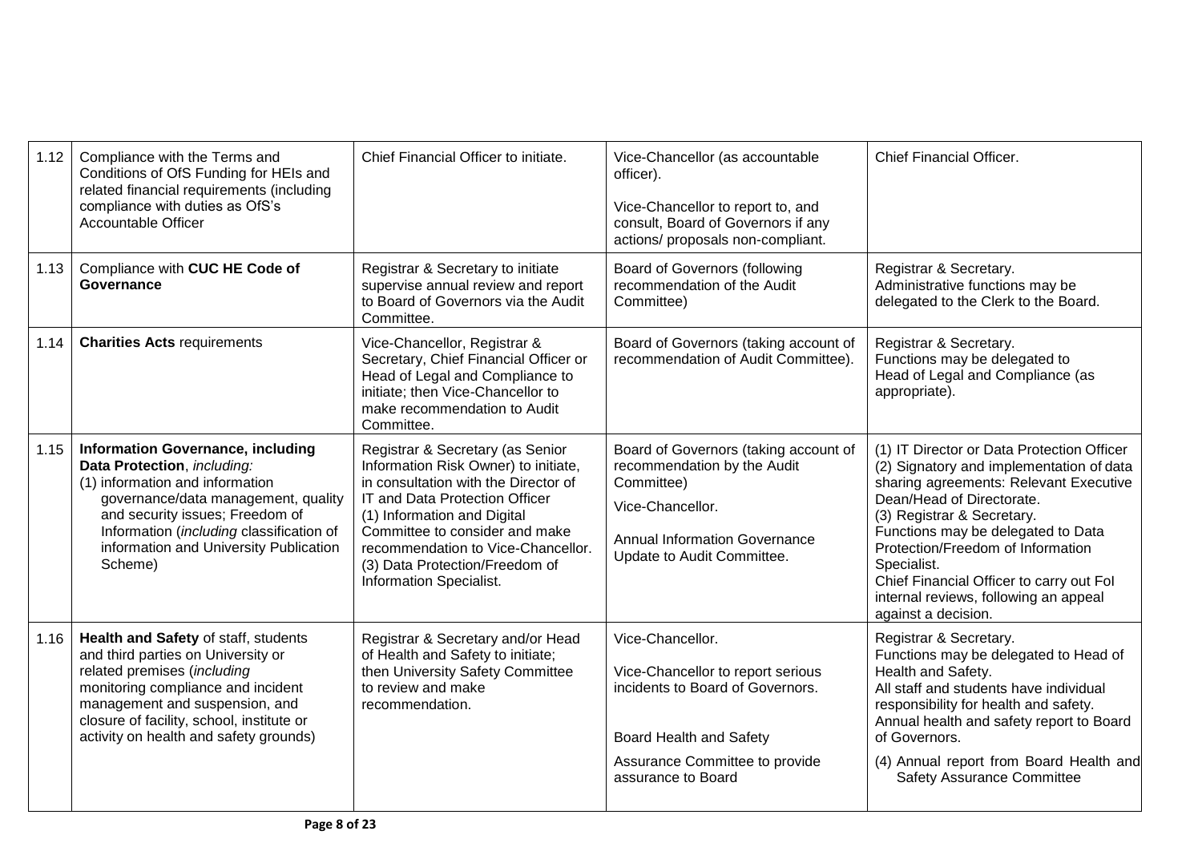| | | | | |
|---|---|---|---|---|
| 1.12 | Compliance with the Terms and Conditions of OfS Funding for HEIs and related financial requirements (including compliance with duties as OfS's Accountable Officer | Chief Financial Officer to initiate. | Vice-Chancellor (as accountable officer).<br><br>Vice-Chancellor to report to, and consult, Board of Governors if any actions/ proposals non-compliant. | Chief Financial Officer. |
| 1.13 | Compliance with **CUC HE Code of Governance** | Registrar & Secretary to initiate supervise annual review and report to Board of Governors via the Audit Committee. | Board of Governors (following recommendation of the Audit Committee) | Registrar & Secretary.<br>Administrative functions may be delegated to the Clerk to the Board. |
| 1.14 | **Charities Acts** requirements | Vice-Chancellor, Registrar & Secretary, Chief Financial Officer or Head of Legal and Compliance to initiate; then Vice-Chancellor to make recommendation to Audit Committee. | Board of Governors (taking account of recommendation of Audit Committee). | Registrar & Secretary.<br>Functions may be delegated to Head of Legal and Compliance (as appropriate). |
| 1.15 | **Information Governance, including Data Protection**, *including:*<br>(1) information and information governance/data management, quality and security issues; Freedom of Information (*including* classification of information and University Publication Scheme) | Registrar & Secretary (as Senior Information Risk Owner) to initiate, in consultation with the Director of IT and Data Protection Officer<br>(1) Information and Digital Committee to consider and make recommendation to Vice-Chancellor.<br>(3) Data Protection/Freedom of Information Specialist. | Board of Governors (taking account of recommendation by the Audit Committee)<br><br>Vice-Chancellor.<br><br>Annual Information Governance Update to Audit Committee. | (1) IT Director or Data Protection Officer<br>(2) Signatory and implementation of data sharing agreements: Relevant Executive Dean/Head of Directorate.<br>(3) Registrar & Secretary.<br>Functions may be delegated to Data Protection/Freedom of Information Specialist.<br>Chief Financial Officer to carry out FoI internal reviews, following an appeal against a decision. |
| 1.16 | **Health and Safety** of staff, students and third parties on University or related premises (*including* monitoring compliance and incident management and suspension, and closure of facility, school, institute or activity on health and safety grounds) | Registrar & Secretary and/or Head of Health and Safety to initiate; then University Safety Committee to review and make recommendation. | Vice-Chancellor.<br><br>Vice-Chancellor to report serious incidents to Board of Governors.<br><br>Board Health and Safety<br><br>Assurance Committee to provide assurance to Board | Registrar & Secretary.<br>Functions may be delegated to Head of Health and Safety.<br>All staff and students have individual responsibility for health and safety.<br>Annual health and safety report to Board of Governors.<br><br>(4) Annual report from Board Health and Safety Assurance Committee |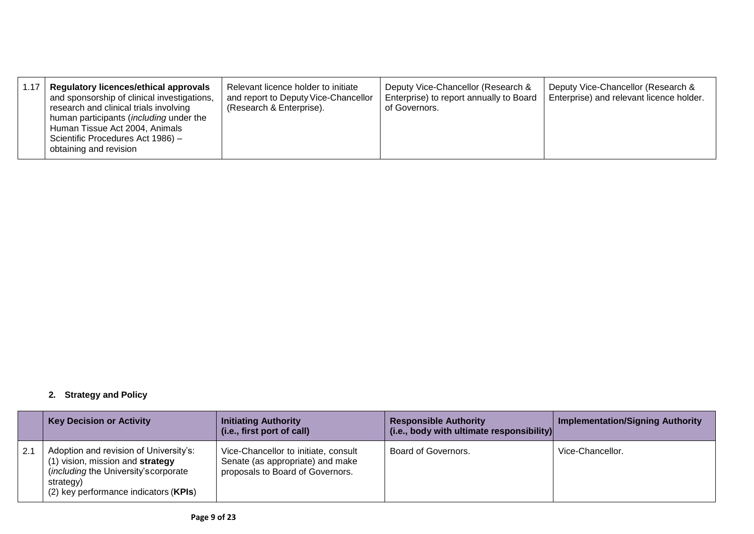| | | | | |
|---|---|---|---|---|
| 1.17 | **Regulatory licences/ethical approvals** and sponsorship of clinical investigations, research and clinical trials involving human participants (*including* under the Human Tissue Act 2004, Animals Scientific Procedures Act 1986) – obtaining and revision | Relevant licence holder to initiate and report to Deputy Vice-Chancellor (Research & Enterprise). | Deputy Vice-Chancellor (Research & Enterprise) to report annually to Board of Governors. | Deputy Vice-Chancellor (Research & Enterprise) and relevant licence holder. |

## 2. Strategy and Policy

| | Key Decision or Activity | Initiating Authority (i.e., first port of call) | Responsible Authority (i.e., body with ultimate responsibility) | Implementation/Signing Authority |
|---|---|---|---|---|
| 2.1 | Adoption and revision of University's: (1) vision, mission and **strategy** (*including* the University's corporate strategy) (2) key performance indicators (**KPIs**) | Vice-Chancellor to initiate, consult Senate (as appropriate) and make proposals to Board of Governors. | Board of Governors. | Vice-Chancellor. |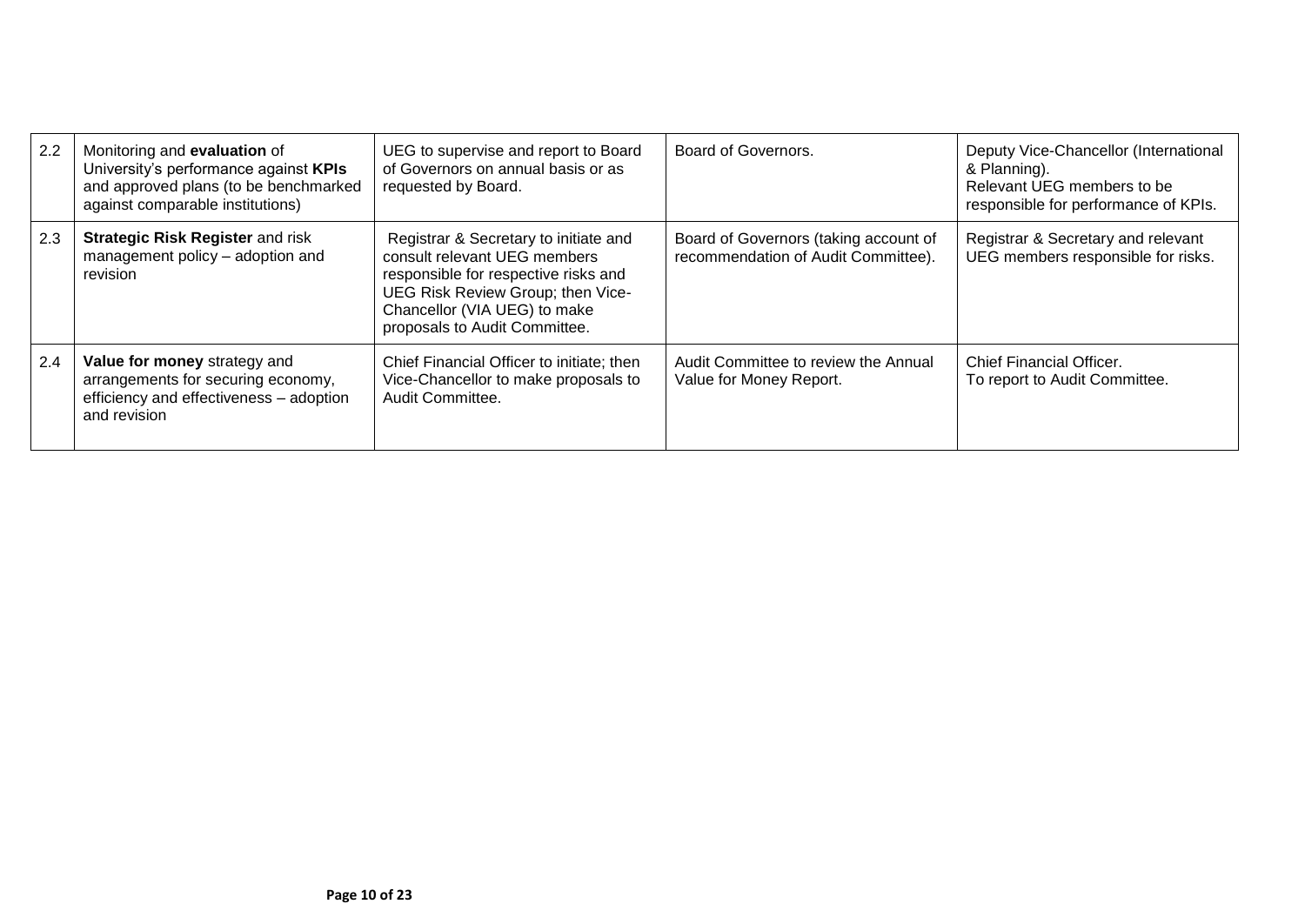| | | | | |
|---|---|---|---|---|
| 2.2 | Monitoring and **evaluation** of University's performance against **KPIs** and approved plans (to be benchmarked against comparable institutions) | UEG to supervise and report to Board of Governors on annual basis or as requested by Board. | Board of Governors. | Deputy Vice-Chancellor (International & Planning).<br>Relevant UEG members to be responsible for performance of KPIs. |
| 2.3 | **Strategic Risk Register** and risk management policy – adoption and revision | Registrar & Secretary to initiate and consult relevant UEG members responsible for respective risks and UEG Risk Review Group; then Vice-Chancellor (VIA UEG) to make proposals to Audit Committee. | Board of Governors (taking account of recommendation of Audit Committee). | Registrar & Secretary and relevant UEG members responsible for risks. |
| 2.4 | **Value for money** strategy and arrangements for securing economy, efficiency and effectiveness – adoption and revision | Chief Financial Officer to initiate; then Vice-Chancellor to make proposals to Audit Committee. | Audit Committee to review the Annual Value for Money Report. | Chief Financial Officer.<br>To report to Audit Committee. |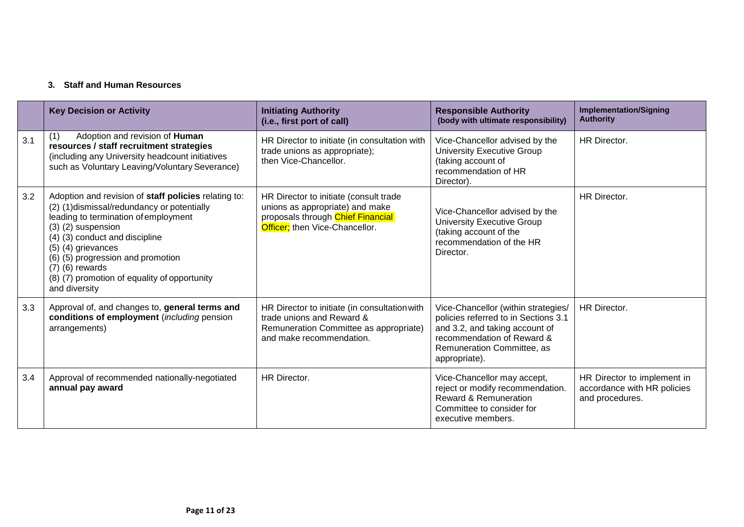### 3. Staff and Human Resources

| | Key Decision or Activity | Initiating Authority (i.e., first port of call) | Responsible Authority (body with ultimate responsibility) | Implementation/Signing Authority |
|---|---|---|---|---|
| 3.1 | (1) Adoption and revision of **Human resources / staff recruitment strategies** (including any University headcount initiatives such as Voluntary Leaving/Voluntary Severance) | HR Director to initiate (in consultation with trade unions as appropriate); then Vice-Chancellor. | Vice-Chancellor advised by the University Executive Group (taking account of recommendation of HR Director). | HR Director. |
| 3.2 | Adoption and revision of **staff policies** relating to: (2) (1)dismissal/redundancy or potentially leading to termination of employment (3) (2) suspension (4) (3) conduct and discipline (5) (4) grievances (6) (5) progression and promotion (7) (6) rewards (8) (7) promotion of equality of opportunity and diversity | HR Director to initiate (consult trade unions as appropriate) and make proposals through Chief Financial Officer; then Vice-Chancellor. | Vice-Chancellor advised by the University Executive Group (taking account of the recommendation of the HR Director. | HR Director. |
| 3.3 | Approval of, and changes to, **general terms and conditions of employment** (*including* pension arrangements) | HR Director to initiate (in consultation with trade unions and Reward & Remuneration Committee as appropriate) and make recommendation. | Vice-Chancellor (within strategies/ policies referred to in Sections 3.1 and 3.2, and taking account of recommendation of Reward & Remuneration Committee, as appropriate). | HR Director. |
| 3.4 | Approval of recommended nationally-negotiated **annual pay award** | HR Director. | Vice-Chancellor may accept, reject or modify recommendation. Reward & Remuneration Committee to consider for executive members. | HR Director to implement in accordance with HR policies and procedures. |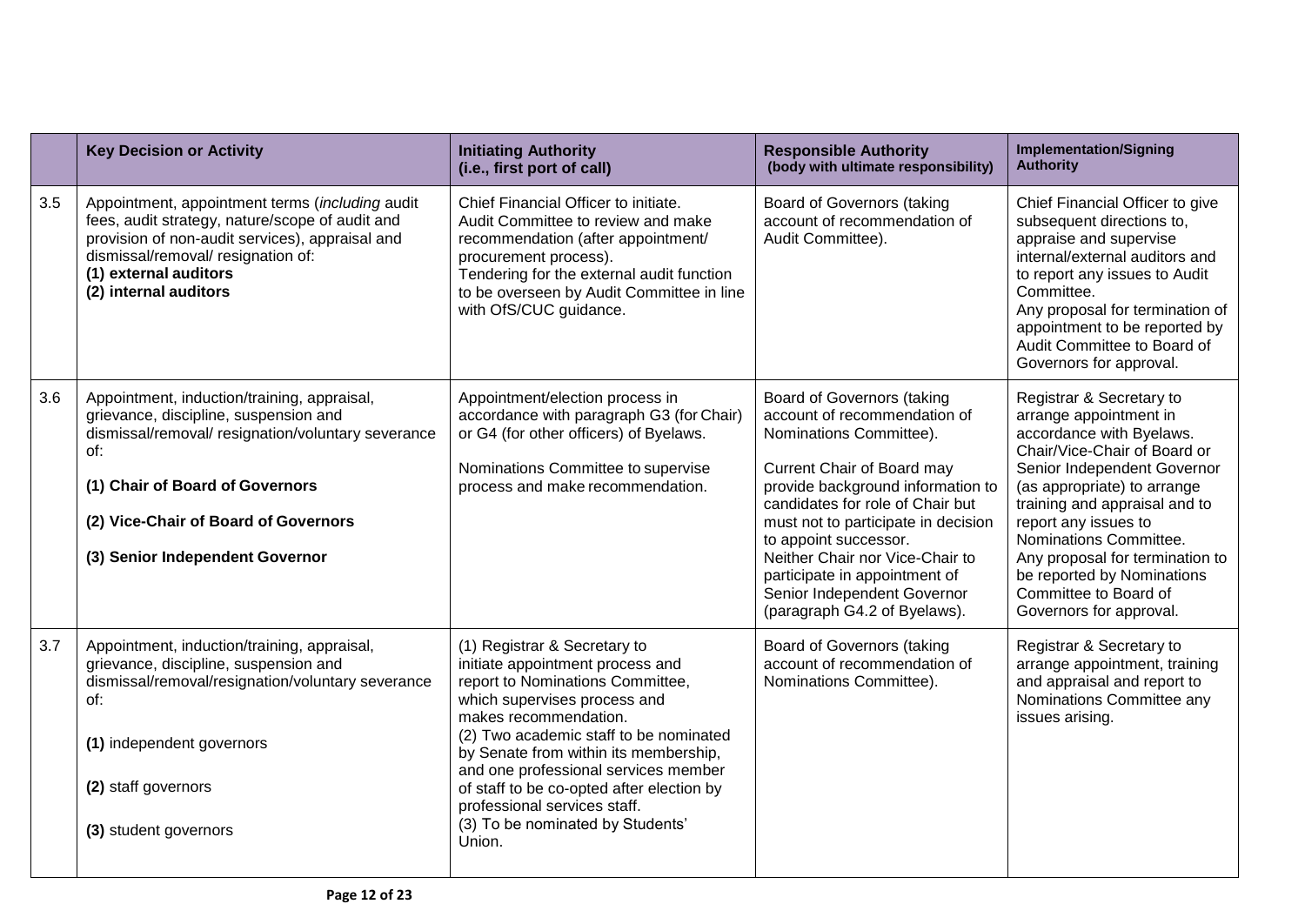| | Key Decision or Activity | Initiating Authority (i.e., first port of call) | Responsible Authority (body with ultimate responsibility) | Implementation/Signing Authority |
|---|---|---|---|---|
| 3.5 | Appointment, appointment terms (*including* audit fees, audit strategy, nature/scope of audit and provision of non-audit services), appraisal and dismissal/removal/ resignation of:<br>**(1) external auditors**<br>**(2) internal auditors** | Chief Financial Officer to initiate.<br>Audit Committee to review and make recommendation (after appointment/ procurement process).<br>Tendering for the external audit function to be overseen by Audit Committee in line with OfS/CUC guidance. | Board of Governors (taking account of recommendation of Audit Committee). | Chief Financial Officer to give subsequent directions to, appraise and supervise internal/external auditors and to report any issues to Audit Committee.<br>Any proposal for termination of appointment to be reported by Audit Committee to Board of Governors for approval. |
| 3.6 | Appointment, induction/training, appraisal, grievance, discipline, suspension and dismissal/removal/ resignation/voluntary severance of:<br>**(1) Chair of Board of Governors**<br>**(2) Vice-Chair of Board of Governors**<br>**(3) Senior Independent Governor** | Appointment/election process in accordance with paragraph G3 (for Chair) or G4 (for other officers) of Byelaws.<br><br>Nominations Committee to supervise process and make recommendation. | Board of Governors (taking account of recommendation of Nominations Committee).<br><br>Current Chair of Board may provide background information to candidates for role of Chair but must not to participate in decision to appoint successor.<br>Neither Chair nor Vice-Chair to participate in appointment of Senior Independent Governor (paragraph G4.2 of Byelaws). | Registrar & Secretary to arrange appointment in accordance with Byelaws.<br>Chair/Vice-Chair of Board or Senior Independent Governor (as appropriate) to arrange training and appraisal and to report any issues to Nominations Committee.<br>Any proposal for termination to be reported by Nominations Committee to Board of Governors for approval. |
| 3.7 | Appointment, induction/training, appraisal, grievance, discipline, suspension and dismissal/removal/resignation/voluntary severance of:<br>**(1)** independent governors<br>**(2)** staff governors<br>**(3)** student governors | (1) Registrar & Secretary to initiate appointment process and report to Nominations Committee, which supervises process and makes recommendation.<br>(2) Two academic staff to be nominated by Senate from within its membership, and one professional services member of staff to be co-opted after election by professional services staff.<br>(3) To be nominated by Students' Union. | Board of Governors (taking account of recommendation of Nominations Committee). | Registrar & Secretary to arrange appointment, training and appraisal and report to Nominations Committee any issues arising. |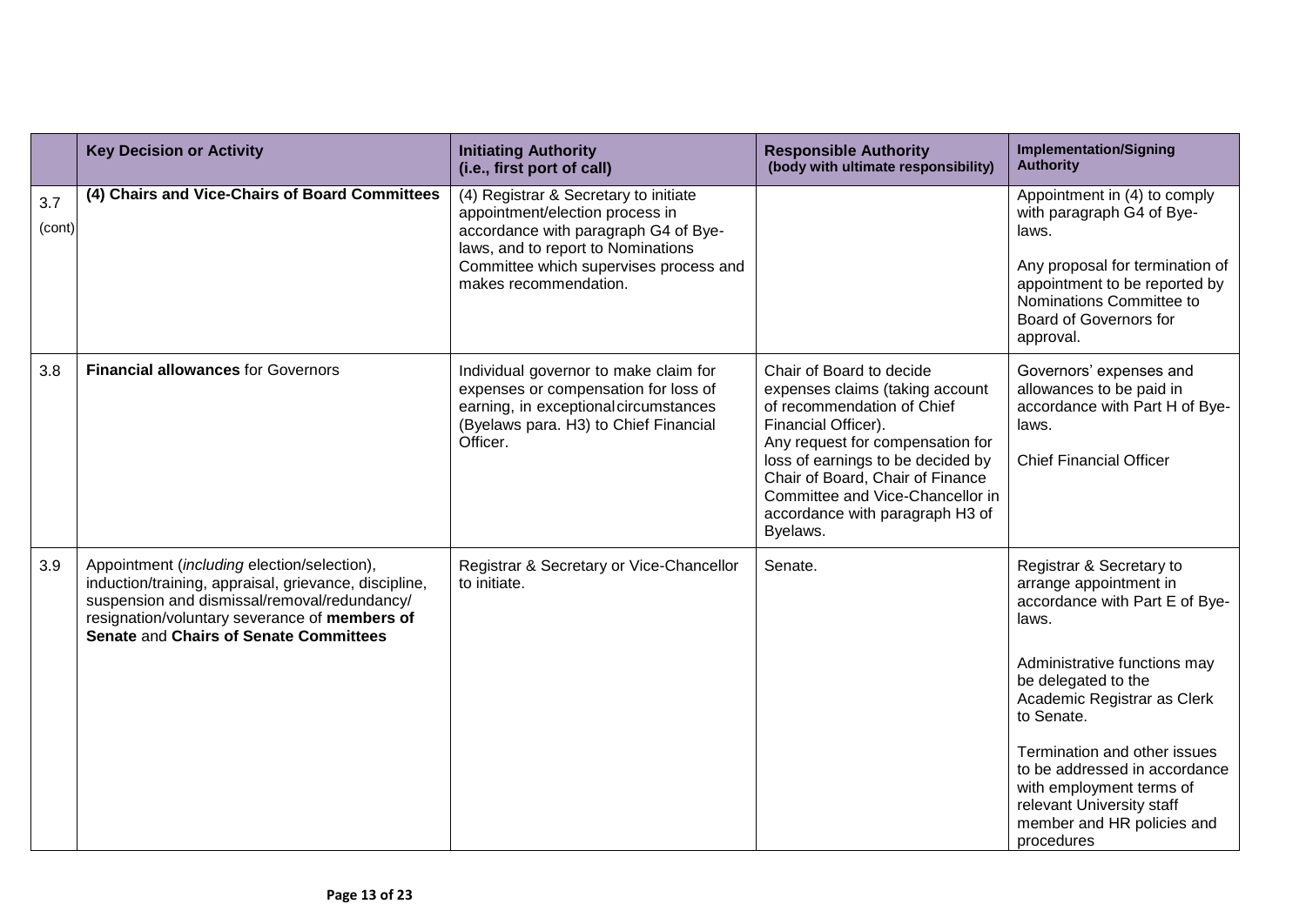|  | Key Decision or Activity | Initiating Authority (i.e., first port of call) | Responsible Authority (body with ultimate responsibility) | Implementation/Signing Authority |
|---|---|---|---|---|
| 3.7 (cont) | **(4) Chairs and Vice-Chairs of Board Committees** | (4) Registrar & Secretary to initiate appointment/election process in accordance with paragraph G4 of Bye-laws, and to report to Nominations Committee which supervises process and makes recommendation. |  | Appointment in (4) to comply with paragraph G4 of Bye-laws.<br><br>Any proposal for termination of appointment to be reported by Nominations Committee to Board of Governors for approval. |
| 3.8 | **Financial allowances** for Governors | Individual governor to make claim for expenses or compensation for loss of earning, in exceptional circumstances (Byelaws para. H3) to Chief Financial Officer. | Chair of Board to decide expenses claims (taking account of recommendation of Chief Financial Officer).<br>Any request for compensation for loss of earnings to be decided by Chair of Board, Chair of Finance Committee and Vice-Chancellor in accordance with paragraph H3 of Byelaws. | Governors' expenses and allowances to be paid in accordance with Part H of Bye-laws.<br><br>Chief Financial Officer |
| 3.9 | Appointment (*including* election/selection), induction/training, appraisal, grievance, discipline, suspension and dismissal/removal/redundancy/ resignation/voluntary severance of **members of Senate** and **Chairs of Senate Committees** | Registrar & Secretary or Vice-Chancellor to initiate. | Senate. | Registrar & Secretary to arrange appointment in accordance with Part E of Bye-laws.<br><br>Administrative functions may be delegated to the Academic Registrar as Clerk to Senate.<br><br>Termination and other issues to be addressed in accordance with employment terms of relevant University staff member and HR policies and procedures |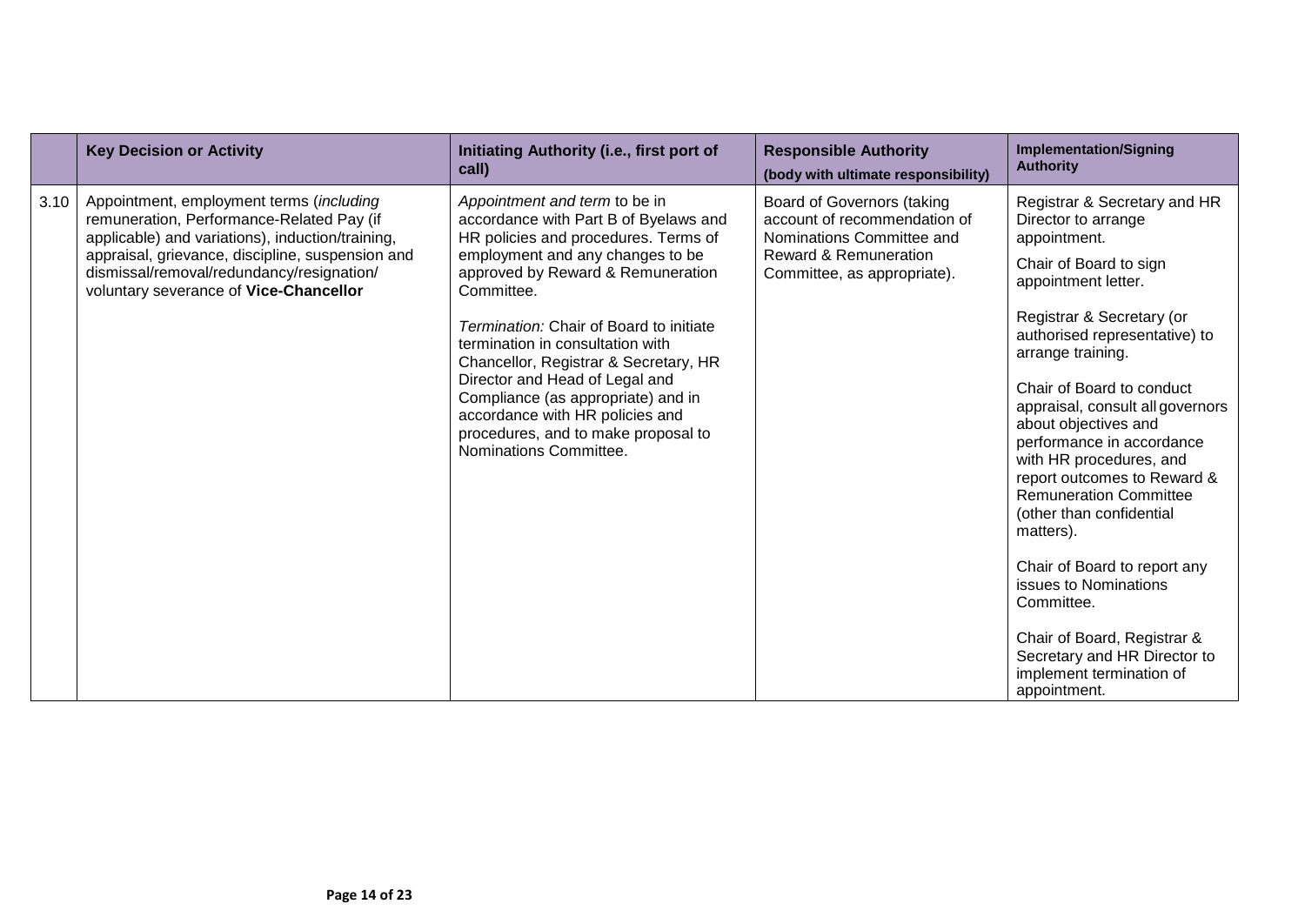| | Key Decision or Activity | Initiating Authority (i.e., first port of call) | Responsible Authority (body with ultimate responsibility) | Implementation/Signing Authority |
|---|---|---|---|---|
| 3.10 | Appointment, employment terms (*including remuneration, Performance-Related Pay (if applicable) and variations*), induction/training, appraisal, grievance, discipline, suspension and dismissal/removal/redundancy/resignation/ voluntary severance of **Vice-Chancellor** | *Appointment and term* to be in accordance with Part B of Byelaws and HR policies and procedures. Terms of employment and any changes to be approved by Reward & Remuneration Committee.<br><br>*Termination:* Chair of Board to initiate termination in consultation with Chancellor, Registrar & Secretary, HR Director and Head of Legal and Compliance (as appropriate) and in accordance with HR policies and procedures, and to make proposal to Nominations Committee. | Board of Governors (taking account of recommendation of Nominations Committee and Reward & Remuneration Committee, as appropriate). | Registrar & Secretary and HR Director to arrange appointment.<br><br>Chair of Board to sign appointment letter.<br><br>Registrar & Secretary (or authorised representative) to arrange training.<br><br>Chair of Board to conduct appraisal, consult all governors about objectives and performance in accordance with HR procedures, and report outcomes to Reward & Remuneration Committee (other than confidential matters).<br><br>Chair of Board to report any issues to Nominations Committee.<br><br>Chair of Board, Registrar & Secretary and HR Director to implement termination of appointment. |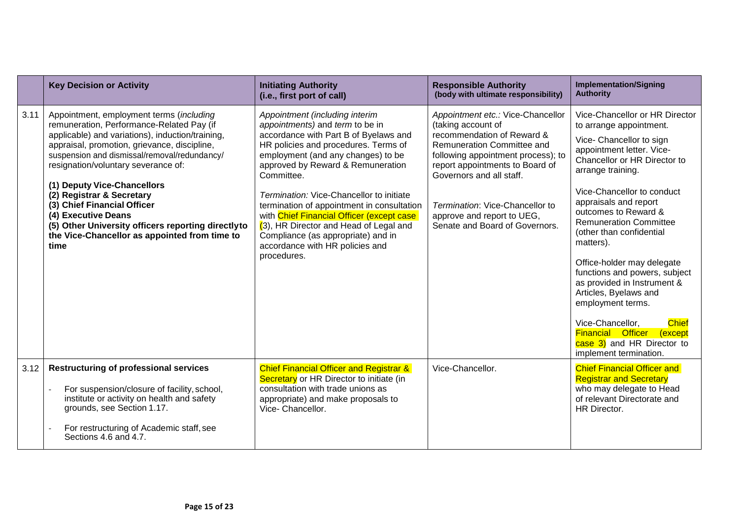| | Key Decision or Activity | Initiating Authority (i.e., first port of call) | Responsible Authority (body with ultimate responsibility) | Implementation/Signing Authority |
|---|---|---|---|---|
| 3.11 | Appointment, employment terms (*including* remuneration, Performance-Related Pay (if applicable) and variations), induction/training, appraisal, promotion, grievance, discipline, suspension and dismissal/removal/redundancy/ resignation/voluntary severance of:<br><br>**(1) Deputy Vice-Chancellors**<br>**(2) Registrar & Secretary**<br>**(3) Chief Financial Officer**<br>**(4) Executive Deans**<br>**(5) Other University officers reporting directlyto the Vice-Chancellor as appointed from time to time** | *Appointment (including interim appointments)* and *term* to be in accordance with Part B of Byelaws and HR policies and procedures. Terms of employment (and any changes) to be approved by Reward & Remuneration Committee.<br><br>*Termination:* Vice-Chancellor to initiate termination of appointment in consultation with Chief Financial Officer (except case (3), HR Director and Head of Legal and Compliance (as appropriate) and in accordance with HR policies and procedures. | *Appointment etc.:* Vice-Chancellor (taking account of recommendation of Reward & Remuneration Committee and following appointment process); to report appointments to Board of Governors and all staff.<br><br>*Termination*: Vice-Chancellor to approve and report to UEG, Senate and Board of Governors. | Vice-Chancellor or HR Director to arrange appointment.<br><br>Vice- Chancellor to sign appointment letter. Vice-Chancellor or HR Director to arrange training.<br><br>Vice-Chancellor to conduct appraisals and report outcomes to Reward & Remuneration Committee (other than confidential matters).<br><br>Office-holder may delegate functions and powers, subject as provided in Instrument & Articles, Byelaws and employment terms.<br><br>Vice-Chancellor, Chief Financial Officer (except case 3) and HR Director to implement termination. |
| 3.12 | **Restructuring of professional services**<br><br>- For suspension/closure of facility, school, institute or activity on health and safety grounds, see Section 1.17.<br><br>- For restructuring of Academic staff, see Sections 4.6 and 4.7. | Chief Financial Officer and Registrar & Secretary or HR Director to initiate (in consultation with trade unions as appropriate) and make proposals to Vice- Chancellor. | Vice-Chancellor. | Chief Financial Officer and Registrar and Secretary who may delegate to Head of relevant Directorate and HR Director. |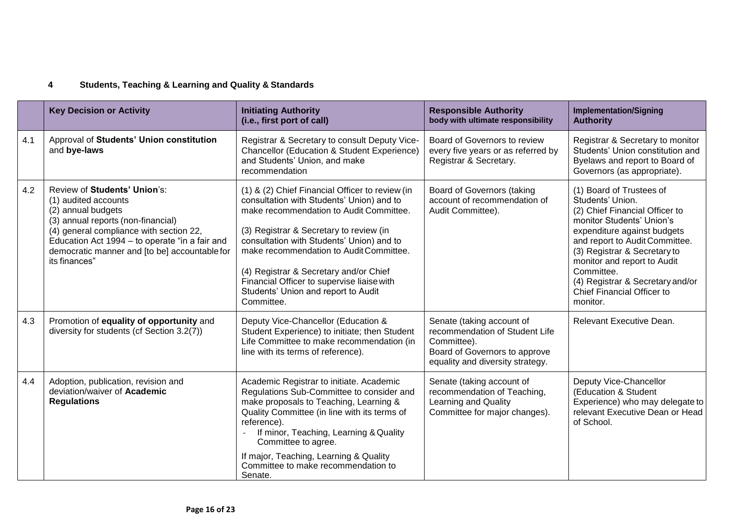## 4 Students, Teaching & Learning and Quality & Standards

| | Key Decision or Activity | Initiating Authority (i.e., first port of call) | Responsible Authority body with ultimate responsibility | Implementation/Signing Authority |
|---|---|---|---|---|
| 4.1 | Approval of **Students' Union constitution** and **bye-laws** | Registrar & Secretary to consult Deputy Vice-Chancellor (Education & Student Experience) and Students' Union, and make recommendation | Board of Governors to review every five years or as referred by Registrar & Secretary. | Registrar & Secretary to monitor Students' Union constitution and Byelaws and report to Board of Governors (as appropriate). |
| 4.2 | Review of **Students' Union**'s:<br>(1) audited accounts<br>(2) annual budgets<br>(3) annual reports (non-financial)<br>(4) general compliance with section 22, Education Act 1994 – to operate "in a fair and democratic manner and [to be] accountable for its finances" | (1) & (2) Chief Financial Officer to review (in consultation with Students' Union) and to make recommendation to Audit Committee.<br><br>(3) Registrar & Secretary to review (in consultation with Students' Union) and to make recommendation to Audit Committee.<br><br>(4) Registrar & Secretary and/or Chief Financial Officer to supervise liaise with Students' Union and report to Audit Committee. | Board of Governors (taking account of recommendation of Audit Committee). | (1) Board of Trustees of Students' Union.<br>(2) Chief Financial Officer to monitor Students' Union's expenditure against budgets and report to Audit Committee.<br>(3) Registrar & Secretary to monitor and report to Audit Committee.<br>(4) Registrar & Secretary and/or Chief Financial Officer to monitor. |
| 4.3 | Promotion of **equality of opportunity** and diversity for students (cf Section 3.2(7)) | Deputy Vice-Chancellor (Education & Student Experience) to initiate; then Student Life Committee to make recommendation (in line with its terms of reference). | Senate (taking account of recommendation of Student Life Committee).<br>Board of Governors to approve equality and diversity strategy. | Relevant Executive Dean. |
| 4.4 | Adoption, publication, revision and deviation/waiver of **Academic Regulations** | Academic Registrar to initiate. Academic Regulations Sub-Committee to consider and make proposals to Teaching, Learning & Quality Committee (in line with its terms of reference).<br>- If minor, Teaching, Learning & Quality Committee to agree.<br><br>If major, Teaching, Learning & Quality Committee to make recommendation to Senate. | Senate (taking account of recommendation of Teaching, Learning and Quality Committee for major changes). | Deputy Vice-Chancellor (Education & Student Experience) who may delegate to relevant Executive Dean or Head of School. |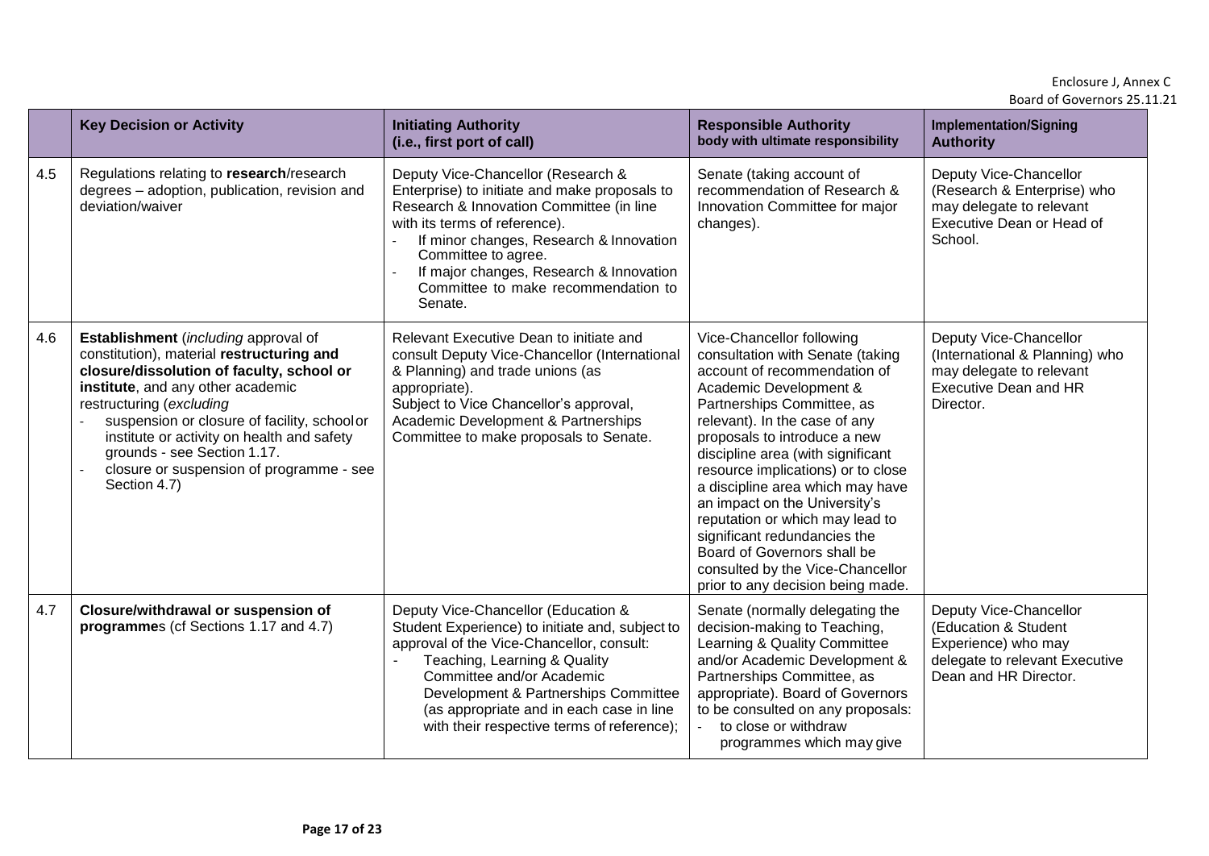| | Key Decision or Activity | Initiating Authority (i.e., first port of call) | Responsible Authority body with ultimate responsibility | Implementation/Signing Authority |
|---|---|---|---|---|
| 4.5 | Regulations relating to **research**/research degrees – adoption, publication, revision and deviation/waiver | Deputy Vice-Chancellor (Research & Enterprise) to initiate and make proposals to Research & Innovation Committee (in line with its terms of reference).<br>- If minor changes, Research & Innovation Committee to agree.<br>- If major changes, Research & Innovation Committee to make recommendation to Senate. | Senate (taking account of recommendation of Research & Innovation Committee for major changes). | Deputy Vice-Chancellor (Research & Enterprise) who may delegate to relevant Executive Dean or Head of School. |
| 4.6 | **Establishment** (*including* approval of constitution), material **restructuring and closure/dissolution of faculty, school or institute**, and any other academic restructuring (*excluding*<br>- suspension or closure of facility, school or institute or activity on health and safety grounds - see Section 1.17.<br>- closure or suspension of programme - see Section 4.7) | Relevant Executive Dean to initiate and consult Deputy Vice-Chancellor (International & Planning) and trade unions (as appropriate).<br>Subject to Vice Chancellor's approval, Academic Development & Partnerships Committee to make proposals to Senate. | Vice-Chancellor following consultation with Senate (taking account of recommendation of Academic Development & Partnerships Committee, as relevant). In the case of any proposals to introduce a new discipline area (with significant resource implications) or to close a discipline area which may have an impact on the University's reputation or which may lead to significant redundancies the Board of Governors shall be consulted by the Vice-Chancellor prior to any decision being made. | Deputy Vice-Chancellor (International & Planning) who may delegate to relevant Executive Dean and HR Director. |
| 4.7 | **Closure/withdrawal or suspension of programme**s (cf Sections 1.17 and 4.7) | Deputy Vice-Chancellor (Education & Student Experience) to initiate and, subject to approval of the Vice-Chancellor, consult:<br>- Teaching, Learning & Quality Committee and/or Academic Development & Partnerships Committee (as appropriate and in each case in line with their respective terms of reference); | Senate (normally delegating the decision-making to Teaching, Learning & Quality Committee and/or Academic Development & Partnerships Committee, as appropriate). Board of Governors to be consulted on any proposals:<br>- to close or withdraw programmes which may give | Deputy Vice-Chancellor (Education & Student Experience) who may delegate to relevant Executive Dean and HR Director. |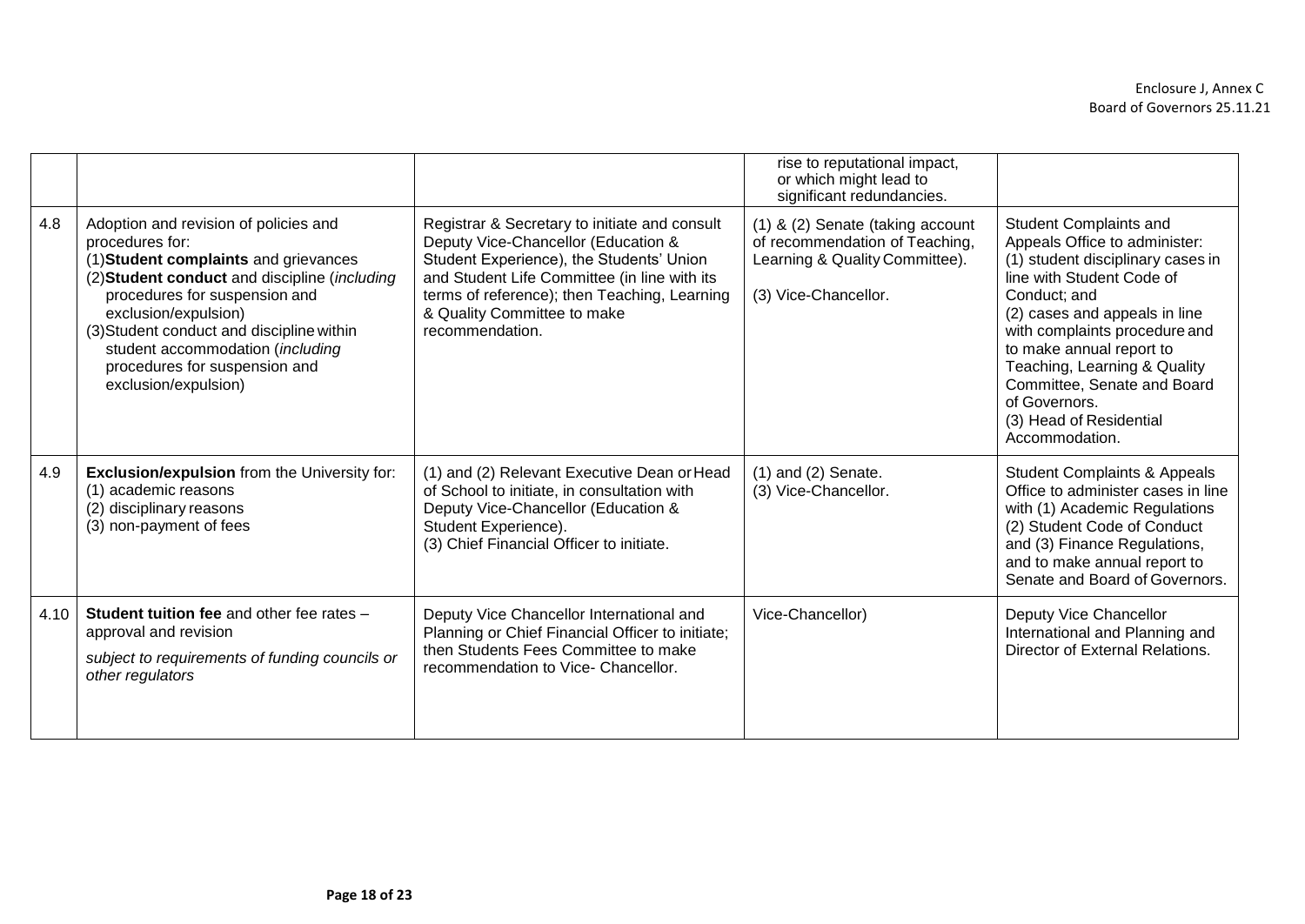| | | | | |
|---|---|---|---|---|
| | | | rise to reputational impact, or which might lead to significant redundancies. | |
| 4.8 | Adoption and revision of policies and procedures for:<br>(1)**Student complaints** and grievances<br>(2)**Student conduct** and discipline (*including* procedures for suspension and exclusion/expulsion)<br>(3)Student conduct and discipline within student accommodation (*including* procedures for suspension and exclusion/expulsion) | Registrar & Secretary to initiate and consult Deputy Vice-Chancellor (Education & Student Experience), the Students' Union and Student Life Committee (in line with its terms of reference); then Teaching, Learning & Quality Committee to make recommendation. | (1) & (2) Senate (taking account of recommendation of Teaching, Learning & Quality Committee).<br><br>(3) Vice-Chancellor. | Student Complaints and Appeals Office to administer:<br>(1) student disciplinary cases in line with Student Code of Conduct; and<br>(2) cases and appeals in line with complaints procedure and to make annual report to Teaching, Learning & Quality Committee, Senate and Board of Governors.<br>(3) Head of Residential Accommodation. |
| 4.9 | **Exclusion/expulsion** from the University for:<br>(1) academic reasons<br>(2) disciplinary reasons<br>(3) non-payment of fees | (1) and (2) Relevant Executive Dean or Head of School to initiate, in consultation with Deputy Vice-Chancellor (Education & Student Experience).<br>(3) Chief Financial Officer to initiate. | (1) and (2) Senate.<br>(3) Vice-Chancellor. | Student Complaints & Appeals Office to administer cases in line with (1) Academic Regulations (2) Student Code of Conduct and (3) Finance Regulations, and to make annual report to Senate and Board of Governors. |
| 4.10 | **Student tuition fee** and other fee rates – approval and revision<br><br>*subject to requirements of funding councils or other regulators* | Deputy Vice Chancellor International and Planning or Chief Financial Officer to initiate; then Students Fees Committee to make recommendation to Vice- Chancellor. | Vice-Chancellor) | Deputy Vice Chancellor International and Planning and Director of External Relations. |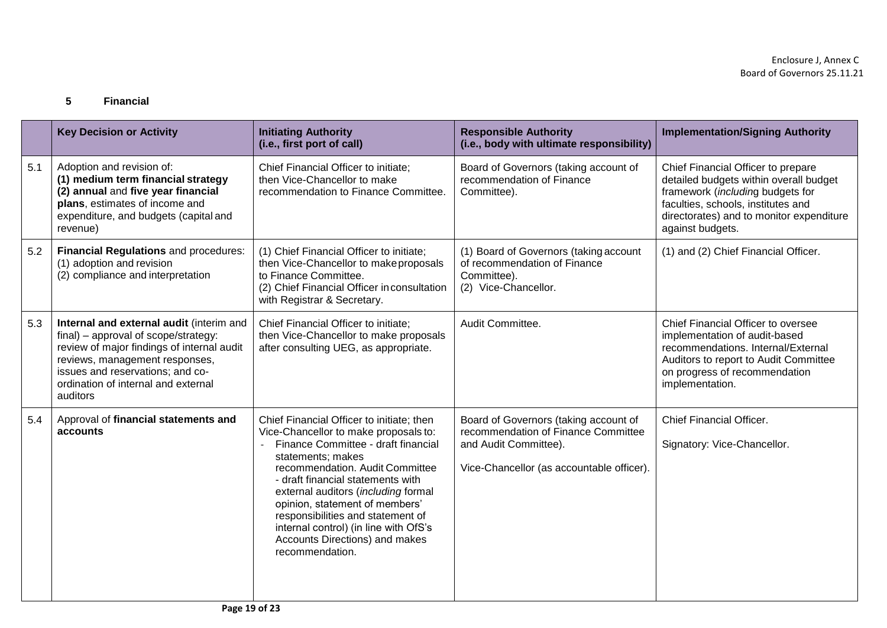## 5 Financial

| | Key Decision or Activity | Initiating Authority (i.e., first port of call) | Responsible Authority (i.e., body with ultimate responsibility) | Implementation/Signing Authority |
|---|---|---|---|---|
| 5.1 | Adoption and revision of: **(1) medium term financial strategy** **(2) annual** and **five year financial plans**, estimates of income and expenditure, and budgets (capital and revenue) | Chief Financial Officer to initiate; then Vice-Chancellor to make recommendation to Finance Committee. | Board of Governors (taking account of recommendation of Finance Committee). | Chief Financial Officer to prepare detailed budgets within overall budget framework (*including* budgets for faculties, schools, institutes and directorates) and to monitor expenditure against budgets. |
| 5.2 | **Financial Regulations** and procedures: (1) adoption and revision (2) compliance and interpretation | (1) Chief Financial Officer to initiate; then Vice-Chancellor to make proposals to Finance Committee. (2) Chief Financial Officer in consultation with Registrar & Secretary. | (1) Board of Governors (taking account of recommendation of Finance Committee). (2) Vice-Chancellor. | (1) and (2) Chief Financial Officer. |
| 5.3 | **Internal and external audit** (interim and final) – approval of scope/strategy: review of major findings of internal audit reviews, management responses, issues and reservations; and co-ordination of internal and external auditors | Chief Financial Officer to initiate; then Vice-Chancellor to make proposals after consulting UEG, as appropriate. | Audit Committee. | Chief Financial Officer to oversee implementation of audit-based recommendations. Internal/External Auditors to report to Audit Committee on progress of recommendation implementation. |
| 5.4 | Approval of **financial statements and accounts** | Chief Financial Officer to initiate; then Vice-Chancellor to make proposals to: - Finance Committee - draft financial statements; makes recommendation. Audit Committee - draft financial statements with external auditors (*including* formal opinion, statement of members' responsibilities and statement of internal control) (in line with OfS's Accounts Directions) and makes recommendation. | Board of Governors (taking account of recommendation of Finance Committee and Audit Committee). Vice-Chancellor (as accountable officer). | Chief Financial Officer. Signatory: Vice-Chancellor. |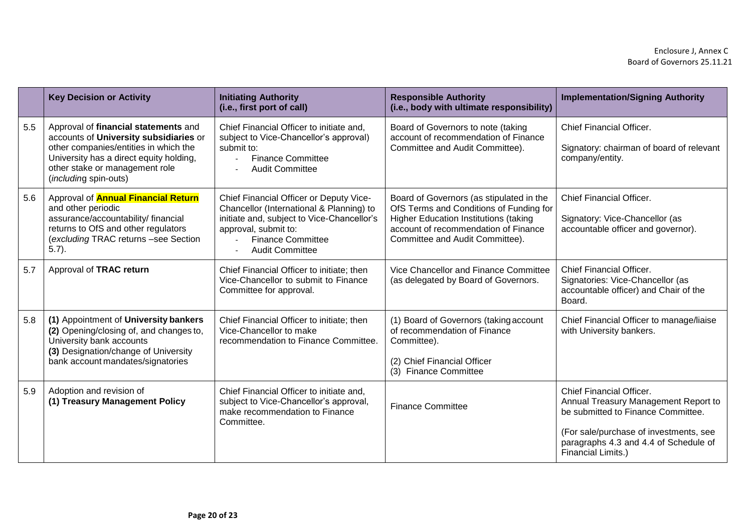Enclosure J, Annex C
Board of Governors 25.11.21

| | Key Decision or Activity | Initiating Authority (i.e., first port of call) | Responsible Authority (i.e., body with ultimate responsibility) | Implementation/Signing Authority |
|---|---|---|---|---|
| 5.5 | Approval of **financial statements** and accounts of **University subsidiaries** or other companies/entities in which the University has a direct equity holding, other stake or management role (*including* spin-outs) | Chief Financial Officer to initiate and, subject to Vice-Chancellor's approval) submit to:<br>- Finance Committee<br>- Audit Committee | Board of Governors to note (taking account of recommendation of Finance Committee and Audit Committee). | Chief Financial Officer.<br><br>Signatory: chairman of board of relevant company/entity. |
| 5.6 | Approval of **Annual Financial Return** and other periodic assurance/accountability/ financial returns to OfS and other regulators (*excluding* TRAC returns –see Section 5.7). | Chief Financial Officer or Deputy Vice-Chancellor (International & Planning) to initiate and, subject to Vice-Chancellor's approval, submit to:<br>- Finance Committee<br>- Audit Committee | Board of Governors (as stipulated in the OfS Terms and Conditions of Funding for Higher Education Institutions (taking account of recommendation of Finance Committee and Audit Committee). | Chief Financial Officer.<br><br>Signatory: Vice-Chancellor (as accountable officer and governor). |
| 5.7 | Approval of **TRAC return** | Chief Financial Officer to initiate; then Vice-Chancellor to submit to Finance Committee for approval. | Vice Chancellor and Finance Committee (as delegated by Board of Governors. | Chief Financial Officer.<br>Signatories: Vice-Chancellor (as accountable officer) and Chair of the Board. |
| 5.8 | **(1)** Appointment of **University bankers**<br>**(2)** Opening/closing of, and changes to, University bank accounts<br>**(3)** Designation/change of University bank account mandates/signatories | Chief Financial Officer to initiate; then Vice-Chancellor to make recommendation to Finance Committee. | (1) Board of Governors (taking account of recommendation of Finance Committee).<br><br>(2) Chief Financial Officer<br>(3) Finance Committee | Chief Financial Officer to manage/liaise with University bankers. |
| 5.9 | Adoption and revision of<br>**(1) Treasury Management Policy** | Chief Financial Officer to initiate and, subject to Vice-Chancellor's approval, make recommendation to Finance Committee. | Finance Committee | Chief Financial Officer.<br>Annual Treasury Management Report to be submitted to Finance Committee.<br><br>(For sale/purchase of investments, see paragraphs 4.3 and 4.4 of Schedule of Financial Limits.) |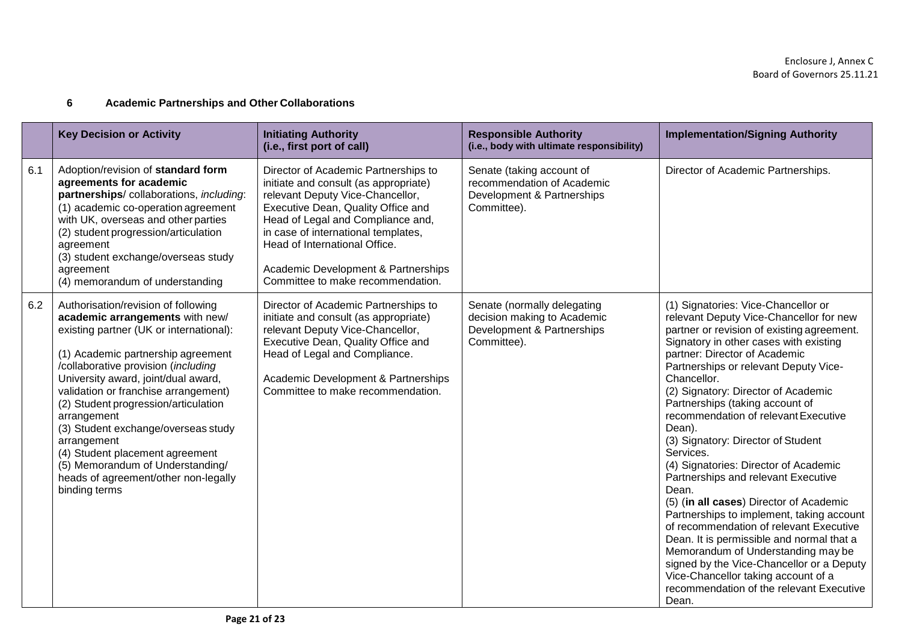## 6 Academic Partnerships and Other Collaborations

| | Key Decision or Activity | Initiating Authority (i.e., first port of call) | Responsible Authority (i.e., body with ultimate responsibility) | Implementation/Signing Authority |
|---|---|---|---|---|
| 6.1 | Adoption/revision of **standard form agreements for academic partnerships**/ collaborations, *including*:<br>(1) academic co-operation agreement with UK, overseas and other parties<br>(2) student progression/articulation agreement<br>(3) student exchange/overseas study agreement<br>(4) memorandum of understanding | Director of Academic Partnerships to initiate and consult (as appropriate) relevant Deputy Vice-Chancellor, Executive Dean, Quality Office and Head of Legal and Compliance and, in case of international templates, Head of International Office.<br><br>Academic Development & Partnerships Committee to make recommendation. | Senate (taking account of recommendation of Academic Development & Partnerships Committee). | Director of Academic Partnerships. |
| 6.2 | Authorisation/revision of following **academic arrangements** with new/ existing partner (UK or international):<br><br>(1) Academic partnership agreement /collaborative provision (*including* University award, joint/dual award, validation or franchise arrangement)<br>(2) Student progression/articulation arrangement<br>(3) Student exchange/overseas study arrangement<br>(4) Student placement agreement<br>(5) Memorandum of Understanding/ heads of agreement/other non-legally binding terms | Director of Academic Partnerships to initiate and consult (as appropriate) relevant Deputy Vice-Chancellor, Executive Dean, Quality Office and Head of Legal and Compliance.<br><br>Academic Development & Partnerships Committee to make recommendation. | Senate (normally delegating decision making to Academic Development & Partnerships Committee). | (1) Signatories: Vice-Chancellor or relevant Deputy Vice-Chancellor for new partner or revision of existing agreement. Signatory in other cases with existing partner: Director of Academic Partnerships or relevant Deputy Vice-Chancellor.<br>(2) Signatory: Director of Academic Partnerships (taking account of recommendation of relevant Executive Dean).<br>(3) Signatory: Director of Student Services.<br>(4) Signatories: Director of Academic Partnerships and relevant Executive Dean.<br>(5) (**in all cases**) Director of Academic Partnerships to implement, taking account of recommendation of relevant Executive Dean. It is permissible and normal that a Memorandum of Understanding may be signed by the Vice-Chancellor or a Deputy Vice-Chancellor taking account of a recommendation of the relevant Executive Dean. |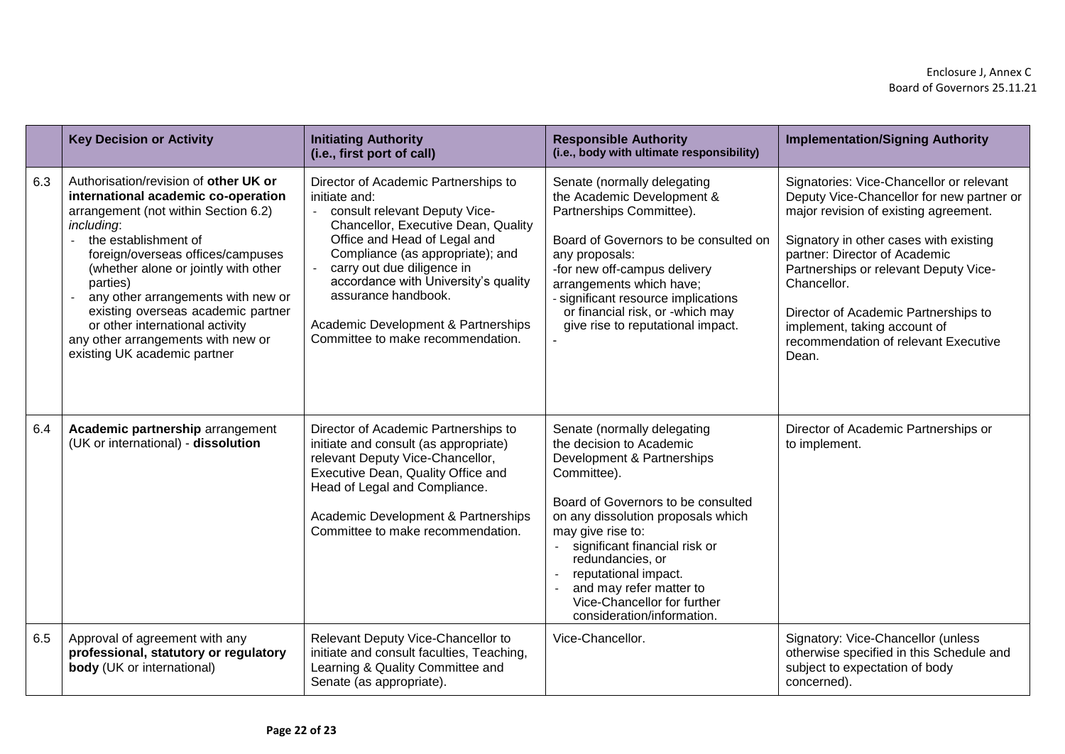| | Key Decision or Activity | Initiating Authority (i.e., first port of call) | Responsible Authority (i.e., body with ultimate responsibility) | Implementation/Signing Authority |
|---|---|---|---|---|
| 6.3 | Authorisation/revision of **other UK or international academic co-operation** arrangement (not within Section 6.2) *including*: <br> - the establishment of foreign/overseas offices/campuses (whether alone or jointly with other parties) <br> - any other arrangements with new or existing overseas academic partner or other international activity <br> any other arrangements with new or existing UK academic partner | Director of Academic Partnerships to initiate and: <br> - consult relevant Deputy Vice-Chancellor, Executive Dean, Quality Office and Head of Legal and Compliance (as appropriate); and <br> - carry out due diligence in accordance with University's quality assurance handbook. <br><br> Academic Development & Partnerships Committee to make recommendation. | Senate (normally delegating the Academic Development & Partnerships Committee). <br><br> Board of Governors to be consulted on any proposals: <br> -for new off-campus delivery arrangements which have; <br> - significant resource implications or financial risk, or -which may give rise to reputational impact. <br> - | Signatories: Vice-Chancellor or relevant Deputy Vice-Chancellor for new partner or major revision of existing agreement. <br><br> Signatory in other cases with existing partner: Director of Academic Partnerships or relevant Deputy Vice-Chancellor. <br><br> Director of Academic Partnerships to implement, taking account of recommendation of relevant Executive Dean. |
| 6.4 | **Academic partnership** arrangement (UK or international) - **dissolution** | Director of Academic Partnerships to initiate and consult (as appropriate) relevant Deputy Vice-Chancellor, Executive Dean, Quality Office and Head of Legal and Compliance. <br><br> Academic Development & Partnerships Committee to make recommendation. | Senate (normally delegating the decision to Academic Development & Partnerships Committee). <br><br> Board of Governors to be consulted on any dissolution proposals which may give rise to: <br> - significant financial risk or redundancies, or <br> - reputational impact. <br> - and may refer matter to Vice-Chancellor for further consideration/information. | Director of Academic Partnerships or to implement. |
| 6.5 | Approval of agreement with any **professional, statutory or regulatory body** (UK or international) | Relevant Deputy Vice-Chancellor to initiate and consult faculties, Teaching, Learning & Quality Committee and Senate (as appropriate). | Vice-Chancellor. | Signatory: Vice-Chancellor (unless otherwise specified in this Schedule and subject to expectation of body concerned). |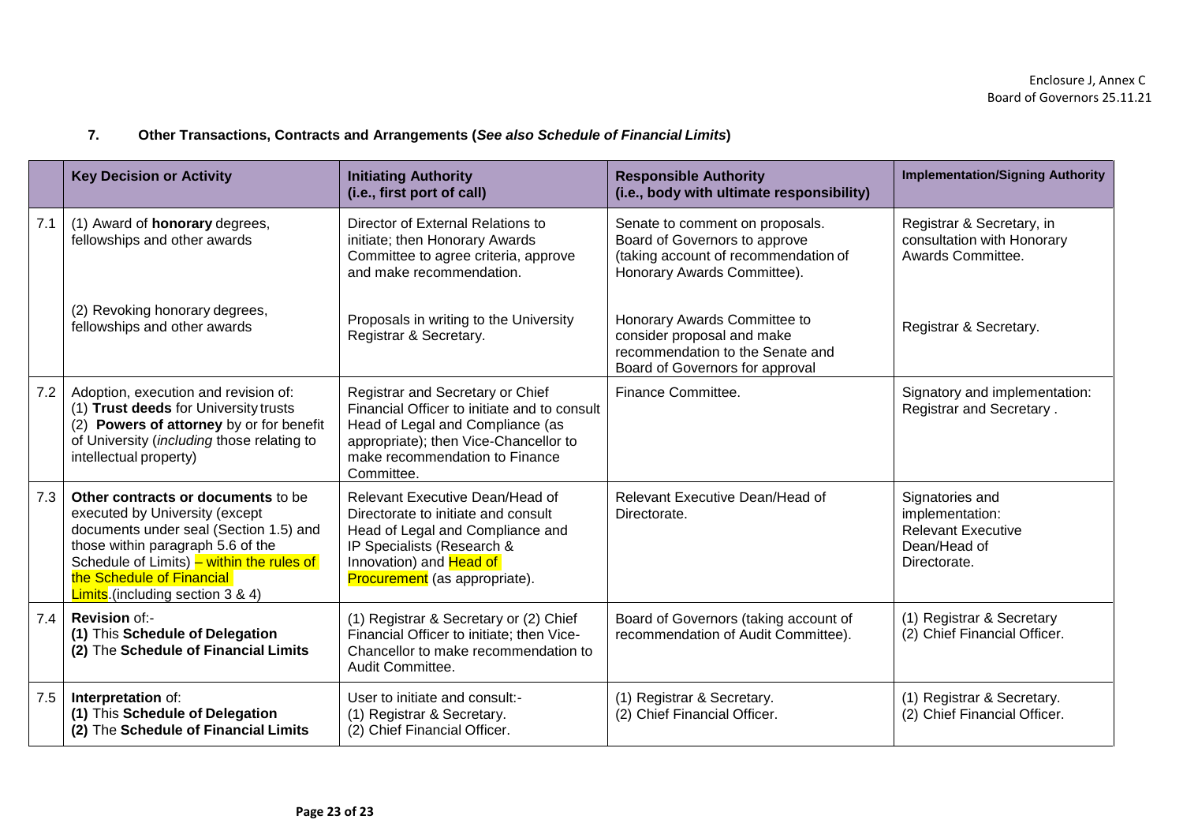## 7. Other Transactions, Contracts and Arrangements (*See also Schedule of Financial Limits*)

| | Key Decision or Activity | Initiating Authority (i.e., first port of call) | Responsible Authority (i.e., body with ultimate responsibility) | Implementation/Signing Authority |
|---|---|---|---|---|
| 7.1 | (1) Award of **honorary** degrees, fellowships and other awards | Director of External Relations to initiate; then Honorary Awards Committee to agree criteria, approve and make recommendation. | Senate to comment on proposals. Board of Governors to approve (taking account of recommendation of Honorary Awards Committee). | Registrar & Secretary, in consultation with Honorary Awards Committee. |
| | (2) Revoking honorary degrees, fellowships and other awards | Proposals in writing to the University Registrar & Secretary. | Honorary Awards Committee to consider proposal and make recommendation to the Senate and Board of Governors for approval | Registrar & Secretary. |
| 7.2 | Adoption, execution and revision of: (1) **Trust deeds** for University trusts (2) **Powers of attorney** by or for benefit of University (*including* those relating to intellectual property) | Registrar and Secretary or Chief Financial Officer to initiate and to consult Head of Legal and Compliance (as appropriate); then Vice-Chancellor to make recommendation to Finance Committee. | Finance Committee. | Signatory and implementation: Registrar and Secretary . |
| 7.3 | **Other contracts or documents** to be executed by University (except documents under seal (Section 1.5) and those within paragraph 5.6 of the Schedule of Limits) – within the rules of the Schedule of Financial Limits.(including section 3 & 4) | Relevant Executive Dean/Head of Directorate to initiate and consult Head of Legal and Compliance and IP Specialists (Research & Innovation) and Head of Procurement (as appropriate). | Relevant Executive Dean/Head of Directorate. | Signatories and implementation: Relevant Executive Dean/Head of Directorate. |
| 7.4 | **Revision** of:- **(1)** This **Schedule of Delegation** **(2)** The **Schedule of Financial Limits** | (1) Registrar & Secretary or (2) Chief Financial Officer to initiate; then Vice-Chancellor to make recommendation to Audit Committee. | Board of Governors (taking account of recommendation of Audit Committee). | (1) Registrar & Secretary (2) Chief Financial Officer. |
| 7.5 | **Interpretation** of: **(1)** This **Schedule of Delegation** **(2)** The **Schedule of Financial Limits** | User to initiate and consult:- (1) Registrar & Secretary. (2) Chief Financial Officer. | (1) Registrar & Secretary. (2) Chief Financial Officer. | (1) Registrar & Secretary. (2) Chief Financial Officer. |